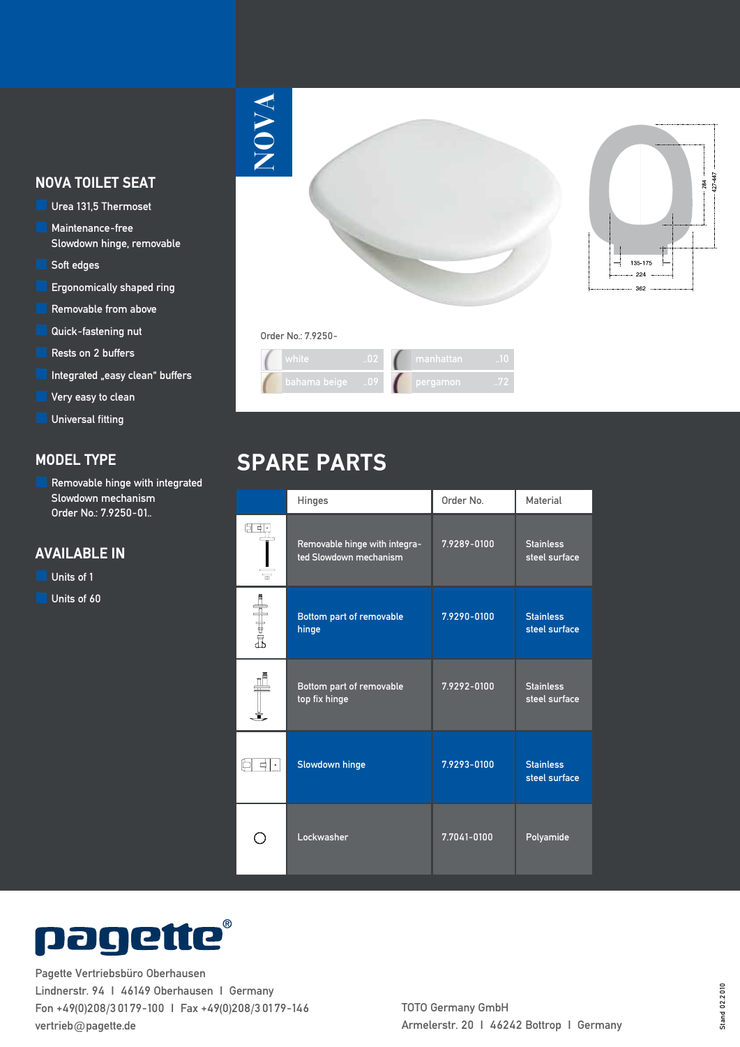# NOVA

## NOVA TOILET SEAT

- Urea 131,5 Thermoset
- Maintenance-free Slowdown hinge, removable
- Soft edges
- Ergonomically shaped ring
- Removable from above
- Quick-fastening nut
- Rests on 2 buffers
- Integrated „easy clean“ buffers
- Very easy to clean
- Universal fitting

## MODEL TYPE

- Removable hinge with integrated Slowdown mechanism Order No.: 7.9250-01..

## AVAILABLE IN

- Units of 1
- Units of 60

284
427-447
135-175
224
362

Order No.: 7.9250-

| | | | |
|---|---|---|---|
| white | ..02 | manhattan | ..10 |
| bahama beige | ..09 | pergamon | ..72 |

## SPARE PARTS

| | Hinges | Order No. | Material |
|---|---|---|---|
| | Removable hinge with integrated Slowdown mechanism | 7.9289-0100 | Stainless steel surface |
| | Bottom part of removable hinge | 7.9290-0100 | Stainless steel surface |
| | Bottom part of removable top fix hinge | 7.9292-0100 | Stainless steel surface |
| | Slowdown hinge | 7.9293-0100 | Stainless steel surface |
| | Lockwasher | 7.7041-0100 | Polyamide |

pagette®

Pagette Vertriebsbüro Oberhausen
Lindnerstr. 94 I 46149 Oberhausen I Germany
Fon +49(0)208/3 0179-100 I Fax +49(0)208/3 0179-146
vertrieb@pagette.de

TOTO Germany GmbH
Armelerstr. 20 I 46242 Bottrop I Germany

Stand 02.2010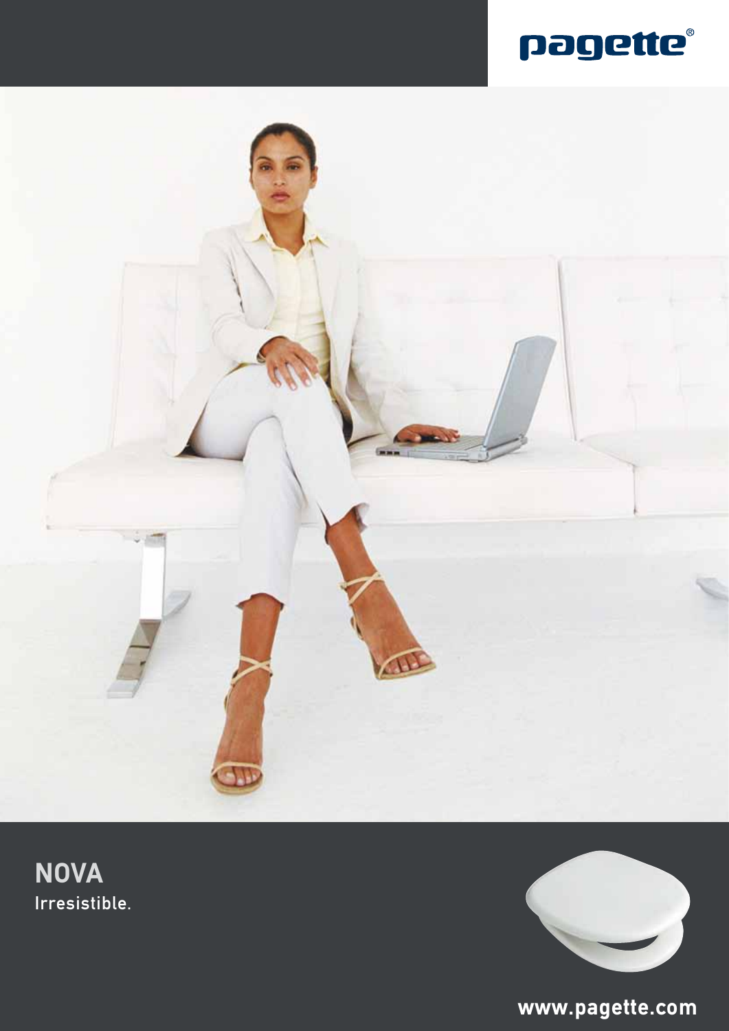pagette®

**NOVA**

Irresistible.

www.pagette.com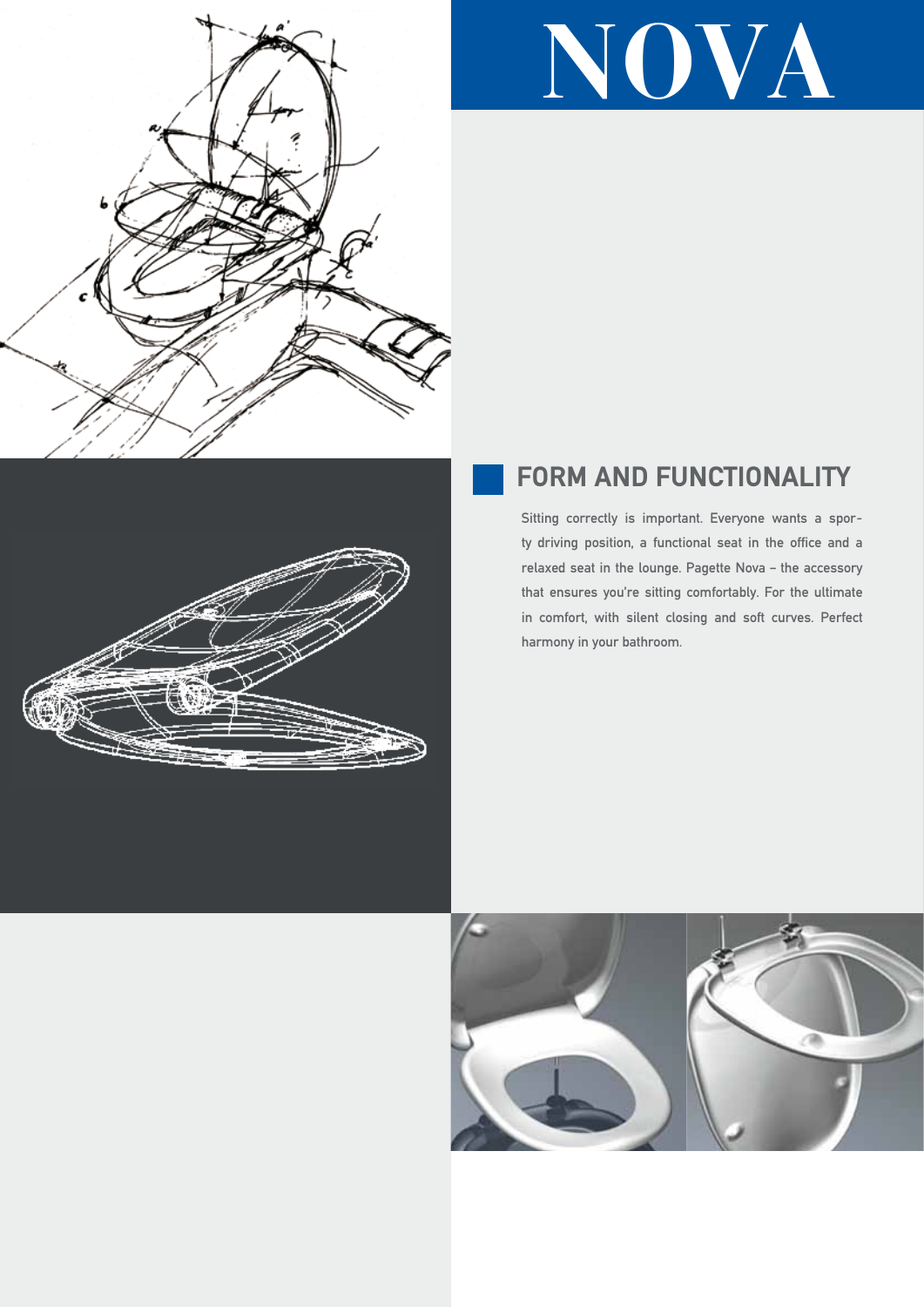# NOVA

## FORM AND FUNCTIONALITY

Sitting correctly is important. Everyone wants a sporty driving position, a functional seat in the office and a relaxed seat in the lounge. Pagette Nova – the accessory that ensures you're sitting comfortably. For the ultimate in comfort, with silent closing and soft curves. Perfect harmony in your bathroom.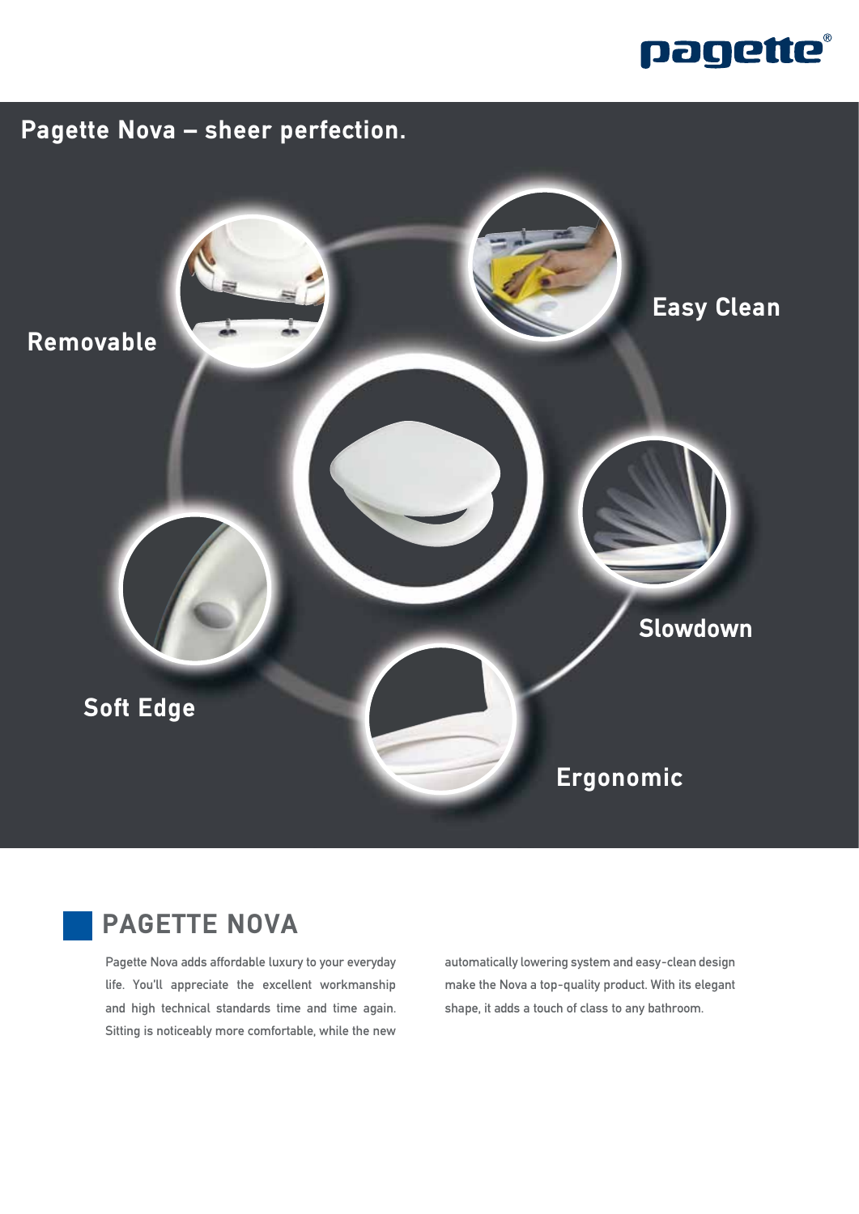pagette®

## Pagette Nova – sheer perfection.

Removable

Easy Clean

Slowdown

Soft Edge

Ergonomic

## PAGETTE NOVA

Pagette Nova adds affordable luxury to your everyday life. You'll appreciate the excellent workmanship and high technical standards time and time again. Sitting is noticeably more comfortable, while the new automatically lowering system and easy-clean design make the Nova a top-quality product. With its elegant shape, it adds a touch of class to any bathroom.